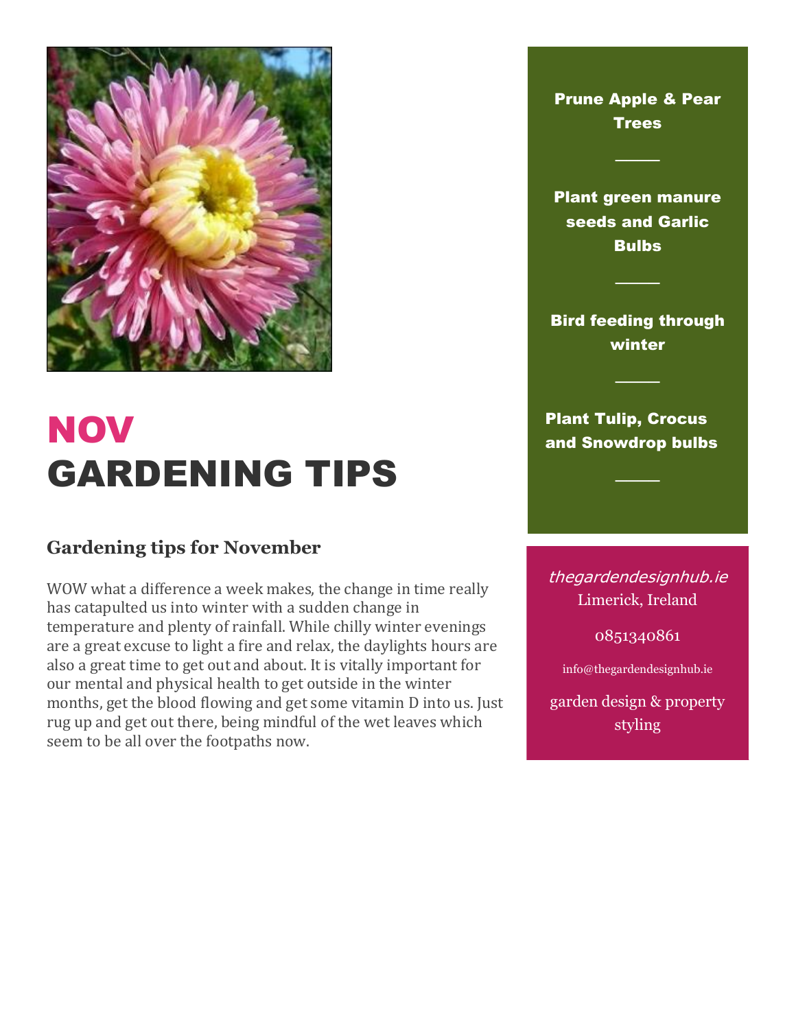# NOV GARDENING TIPS

## Gardening tips for November

WOW what a difference a week makes, the change in time really has catapulted us into winter with a sudden change in temperature and plenty of rainfall. While chilly winter evenings are a great excuse to light a fire and relax, the daylights hours are also a great time to get out and about. It is vitally important for our mental and physical health to get outside in the winter months, get the blood flowing and get some vitamin D into us. Just rug up and get out there, being mindful of the wet leaves which seem to be all over the footpaths now.

**Prune Apple & Pear Trees**

**Plant green manure seeds and Garlic Bulbs**

**Bird feeding through winter**

**Plant Tulip, Crocus and Snowdrop bulbs**

*thegardendesignhub.ie*
Limerick, Ireland

0851340861

info@thegardendesignhub.ie

garden design & property styling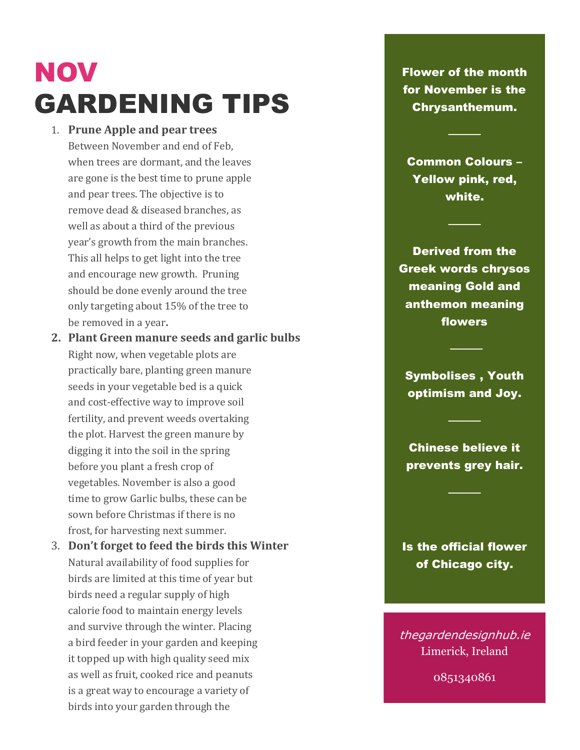# NOV
# GARDENING TIPS

1. **Prune Apple and pear trees**
   Between November and end of Feb, when trees are dormant, and the leaves are gone is the best time to prune apple and pear trees. The objective is to remove dead & diseased branches, as well as about a third of the previous year's growth from the main branches. This all helps to get light into the tree and encourage new growth. Pruning should be done evenly around the tree only targeting about 15% of the tree to be removed in a year**.**
2. **Plant Green manure seeds and garlic bulbs**
   Right now, when vegetable plots are practically bare, planting green manure seeds in your vegetable bed is a quick and cost-effective way to improve soil fertility, and prevent weeds overtaking the plot. Harvest the green manure by digging it into the soil in the spring before you plant a fresh crop of vegetables. November is also a good time to grow Garlic bulbs, these can be sown before Christmas if there is no frost, for harvesting next summer.
3. **Don't forget to feed the birds this Winter**
   Natural availability of food supplies for birds are limited at this time of year but birds need a regular supply of high calorie food to maintain energy levels and survive through the winter. Placing a bird feeder in your garden and keeping it topped up with high quality seed mix as well as fruit, cooked rice and peanuts is a great way to encourage a variety of birds into your garden through the

**Flower of the month for November is the Chrysanthemum.**

**Common Colours – Yellow pink, red, white.**

**Derived from the Greek words chrysos meaning Gold and anthemon meaning flowers**

**Symbolises , Youth optimism and Joy.**

**Chinese believe it prevents grey hair.**

**Is the official flower of Chicago city.**

*thegardendesignhub.ie*
Limerick, Ireland

0851340861